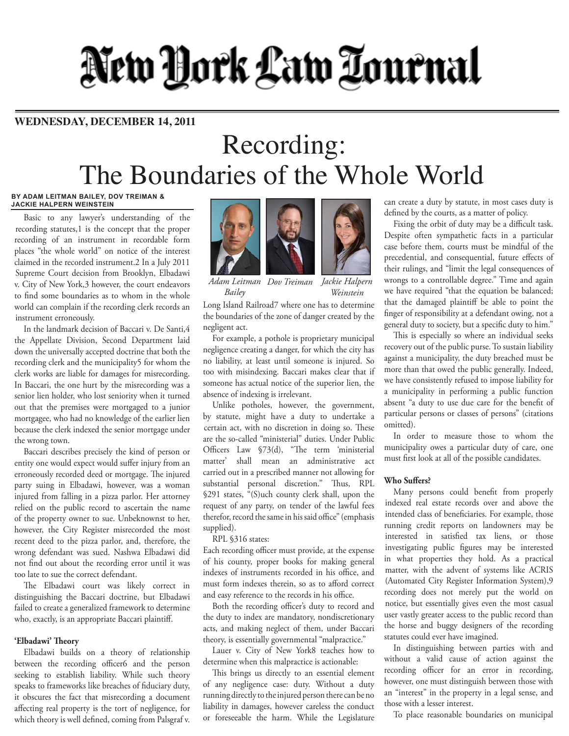# New York Law Journal

**WEDNESDAY, DECEMBER 14, 2011**

# Recording: The Boundaries of the Whole World

**BY ADAM LEITMAN BAILEY, DOV TREIMAN & JACKIE HALPERN WEINSTEIN**

*Adam Leitman Bailey* *Dov Treiman* *Jackie Halpern Weinstein*

Basic to any lawyer's understanding of the recording statutes,1 is the concept that the proper recording of an instrument in recordable form places "the whole world" on notice of the interest claimed in the recorded instrument.2 In a July 2011 Supreme Court decision from Brooklyn, Elbadawi v. City of New York,3 however, the court endeavors to find some boundaries as to whom in the whole world can complain if the recording clerk records an instrument erroneously.

In the landmark decision of Baccari v. De Santi,4 the Appellate Division, Second Department laid down the universally accepted doctrine that both the recording clerk and the municipality5 for whom the clerk works are liable for damages for misrecording. In Baccari, the one hurt by the misrecording was a senior lien holder, who lost seniority when it turned out that the premises were mortgaged to a junior mortgagee, who had no knowledge of the earlier lien because the clerk indexed the senior mortgage under the wrong town.

Baccari describes precisely the kind of person or entity one would expect would suffer injury from an erroneously recorded deed or mortgage. The injured party suing in Elbadawi, however, was a woman injured from falling in a pizza parlor. Her attorney relied on the public record to ascertain the name of the property owner to sue. Unbeknownst to her, however, the City Register misrecorded the most recent deed to the pizza parlor, and, therefore, the wrong defendant was sued. Nashwa Elbadawi did not find out about the recording error until it was too late to sue the correct defendant.

The Elbadawi court was likely correct in distinguishing the Baccari doctrine, but Elbadawi failed to create a generalized framework to determine who, exactly, is an appropriate Baccari plaintiff.

### 'Elbadawi' Theory

Elbadawi builds on a theory of relationship between the recording officer6 and the person seeking to establish liability. While such theory speaks to frameworks like breaches of fiduciary duty, it obscures the fact that misrecording a document affecting real property is the tort of negligence, for which theory is well defined, coming from Palsgraf v. Long Island Railroad7 where one has to determine the boundaries of the zone of danger created by the negligent act.

For example, a pothole is proprietary municipal negligence creating a danger, for which the city has no liability, at least until someone is injured. So too with misindexing. Baccari makes clear that if someone has actual notice of the superior lien, the absence of indexing is irrelevant.

Unlike potholes, however, the government, by statute, might have a duty to undertake a certain act, with no discretion in doing so. These are the so-called "ministerial" duties. Under Public Officers Law §73(d), "The term 'ministerial matter' shall mean an administrative act carried out in a prescribed manner not allowing for substantial personal discretion." Thus, RPL §291 states, "(S)uch county clerk shall, upon the request of any party, on tender of the lawful fees therefor, record the same in his said office" (emphasis supplied).

RPL §316 states:

Each recording officer must provide, at the expense of his county, proper books for making general indexes of instruments recorded in his office, and must form indexes therein, so as to afford correct and easy reference to the records in his office.

Both the recording officer's duty to record and the duty to index are mandatory, nondiscretionary acts, and making neglect of them, under Baccari theory, is essentially governmental "malpractice."

Lauer v. City of New York8 teaches how to determine when this malpractice is actionable:

This brings us directly to an essential element of any negligence case: duty. Without a duty running directly to the injured person there can be no liability in damages, however careless the conduct or foreseeable the harm. While the Legislature can create a duty by statute, in most cases duty is defined by the courts, as a matter of policy.

Fixing the orbit of duty may be a difficult task. Despite often sympathetic facts in a particular case before them, courts must be mindful of the precedential, and consequential, future effects of their rulings, and "limit the legal consequences of wrongs to a controllable degree." Time and again we have required "that the equation be balanced; that the damaged plaintiff be able to point the finger of responsibility at a defendant owing, not a general duty to society, but a specific duty to him."

This is especially so where an individual seeks recovery out of the public purse. To sustain liability against a municipality, the duty breached must be more than that owed the public generally. Indeed, we have consistently refused to impose liability for a municipality in performing a public function absent "a duty to use due care for the benefit of particular persons or classes of persons" (citations omitted).

In order to measure those to whom the municipality owes a particular duty of care, one must first look at all of the possible candidates.

### Who Suffers?

Many persons could benefit from properly indexed real estate records over and above the intended class of beneficiaries. For example, those running credit reports on landowners may be interested in satisfied tax liens, or those investigating public figures may be interested in what properties they hold. As a practical matter, with the advent of systems like ACRIS (Automated City Register Information System),9 recording does not merely put the world on notice, but essentially gives even the most casual user vastly greater access to the public record than the horse and buggy designers of the recording statutes could ever have imagined.

In distinguishing between parties with and without a valid cause of action against the recording officer for an error in recording, however, one must distinguish between those with an "interest" in the property in a legal sense, and those with a lesser interest.

To place reasonable boundaries on municipal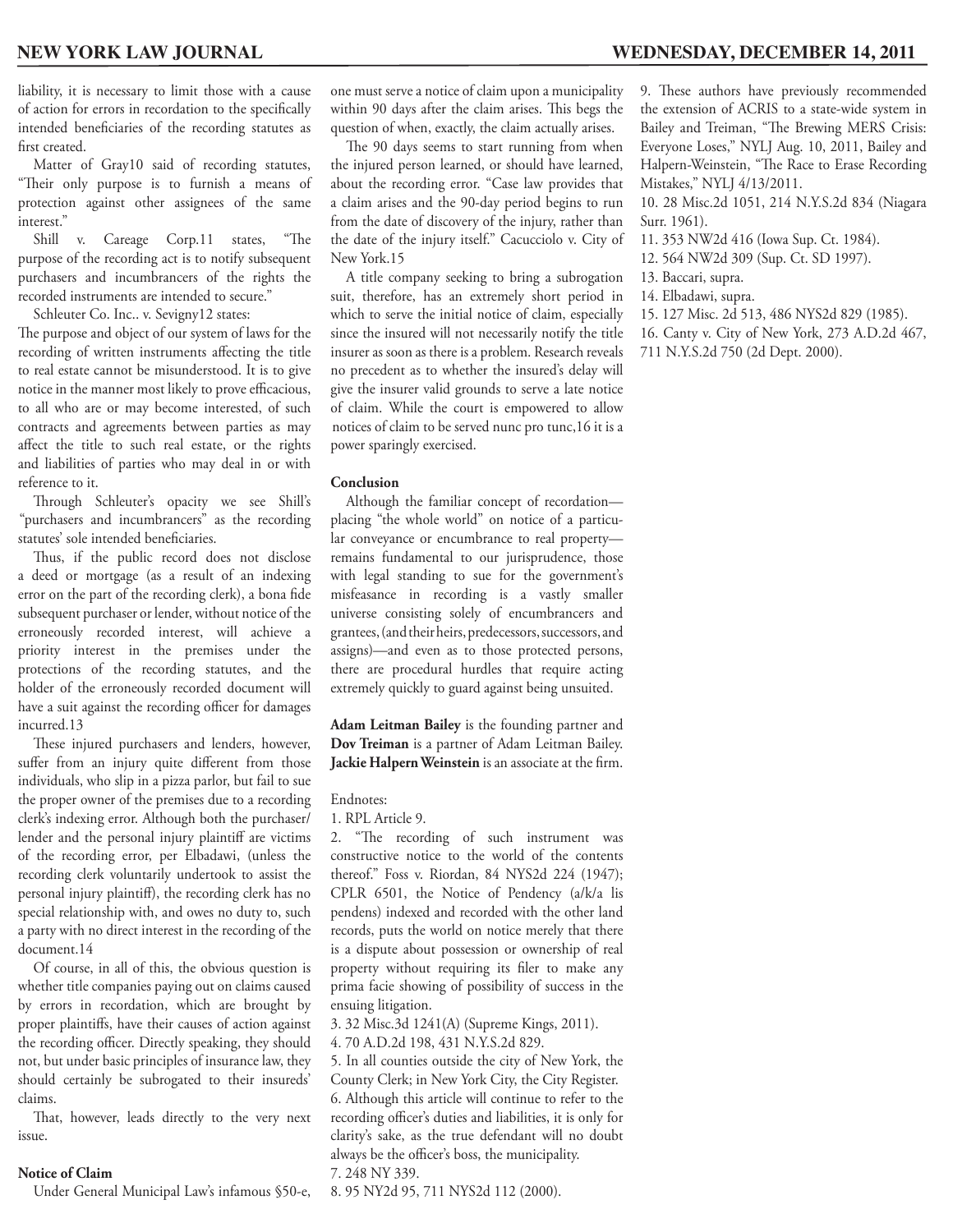liability, it is necessary to limit those with a cause of action for errors in recordation to the specifically intended beneficiaries of the recording statutes as first created.

Matter of Gray[10] said of recording statutes, "Their only purpose is to furnish a means of protection against other assignees of the same interest."

Shill v. Careage Corp.[11] states, "The purpose of the recording act is to notify subsequent purchasers and incumbrancers of the rights the recorded instruments are intended to secure."

Schleuter Co. Inc.. v. Sevigny[12] states:

The purpose and object of our system of laws for the recording of written instruments affecting the title to real estate cannot be misunderstood. It is to give notice in the manner most likely to prove efficacious, to all who are or may become interested, of such contracts and agreements between parties as may affect the title to such real estate, or the rights and liabilities of parties who may deal in or with reference to it.

Through Schleuter's opacity we see Shill's "purchasers and incumbrancers" as the recording statutes' sole intended beneficiaries.

Thus, if the public record does not disclose a deed or mortgage (as a result of an indexing error on the part of the recording clerk), a bona fide subsequent purchaser or lender, without notice of the erroneously recorded interest, will achieve a priority interest in the premises under the protections of the recording statutes, and the holder of the erroneously recorded document will have a suit against the recording officer for damages incurred.[13]

These injured purchasers and lenders, however, suffer from an injury quite different from those individuals, who slip in a pizza parlor, but fail to sue the proper owner of the premises due to a recording clerk's indexing error. Although both the purchaser/lender and the personal injury plaintiff are victims of the recording error, per Elbadawi, (unless the recording clerk voluntarily undertook to assist the personal injury plaintiff), the recording clerk has no special relationship with, and owes no duty to, such a party with no direct interest in the recording of the document.[14]

Of course, in all of this, the obvious question is whether title companies paying out on claims caused by errors in recordation, which are brought by proper plaintiffs, have their causes of action against the recording officer. Directly speaking, they should not, but under basic principles of insurance law, they should certainly be subrogated to their insureds' claims.

That, however, leads directly to the very next issue.

**Notice of Claim**

Under General Municipal Law's infamous §50-e, one must serve a notice of claim upon a municipality within 90 days after the claim arises. This begs the question of when, exactly, the claim actually arises.

The 90 days seems to start running from when the injured person learned, or should have learned, about the recording error. "Case law provides that a claim arises and the 90-day period begins to run from the date of discovery of the injury, rather than the date of the injury itself." Cacucciolo v. City of New York.[15]

A title company seeking to bring a subrogation suit, therefore, has an extremely short period in which to serve the initial notice of claim, especially since the insured will not necessarily notify the title insurer as soon as there is a problem. Research reveals no precedent as to whether the insured's delay will give the insurer valid grounds to serve a late notice of claim. While the court is empowered to allow notices of claim to be served nunc pro tunc,[16] it is a power sparingly exercised.

**Conclusion**

Although the familiar concept of recordation—placing "the whole world" on notice of a particular conveyance or encumbrance to real property—remains fundamental to our jurisprudence, those with legal standing to sue for the government's misfeasance in recording is a vastly smaller universe consisting solely of encumbrancers and grantees, (and their heirs, predecessors, successors, and assigns)—and even as to those protected persons, there are procedural hurdles that require acting extremely quickly to guard against being unsuited.

**Adam Leitman Bailey** is the founding partner and **Dov Treiman** is a partner of Adam Leitman Bailey. **Jackie Halpern Weinstein** is an associate at the firm.

Endnotes:

1. RPL Article 9.
2. "The recording of such instrument was constructive notice to the world of the contents thereof." Foss v. Riordan, 84 NYS2d 224 (1947); CPLR 6501, the Notice of Pendency (a/k/a lis pendens) indexed and recorded with the other land records, puts the world on notice merely that there is a dispute about possession or ownership of real property without requiring its filer to make any prima facie showing of possibility of success in the ensuing litigation.
3. 32 Misc.3d 1241(A) (Supreme Kings, 2011).
4. 70 A.D.2d 198, 431 N.Y.S.2d 829.
5. In all counties outside the city of New York, the County Clerk; in New York City, the City Register.
6. Although this article will continue to refer to the recording officer's duties and liabilities, it is only for clarity's sake, as the true defendant will no doubt always be the officer's boss, the municipality.
7. 248 NY 339.
8. 95 NY2d 95, 711 NYS2d 112 (2000).
9. These authors have previously recommended the extension of ACRIS to a state-wide system in Bailey and Treiman, "The Brewing MERS Crisis: Everyone Loses," NYLJ Aug. 10, 2011, Bailey and Halpern-Weinstein, "The Race to Erase Recording Mistakes," NYLJ 4/13/2011.
10. 28 Misc.2d 1051, 214 N.Y.S.2d 834 (Niagara Surr. 1961).
11. 353 NW2d 416 (Iowa Sup. Ct. 1984).
12. 564 NW2d 309 (Sup. Ct. SD 1997).
13. Baccari, supra.
14. Elbadawi, supra.
15. 127 Misc. 2d 513, 486 NYS2d 829 (1985).
16. Canty v. City of New York, 273 A.D.2d 467, 711 N.Y.S.2d 750 (2d Dept. 2000).